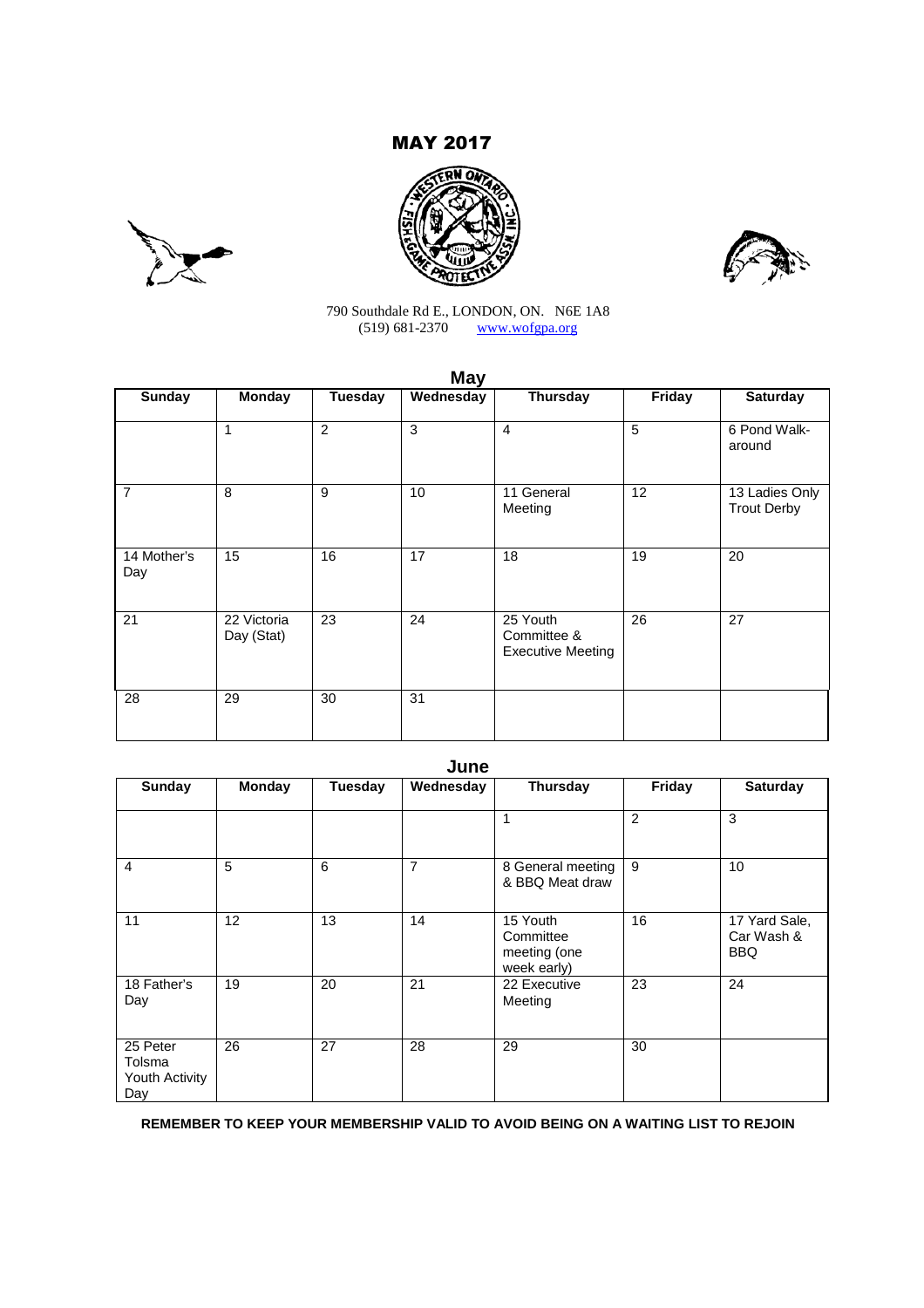# MAY 2017

790 Southdale Rd E., LONDON, ON. N6E 1A8
(519) 681-2370 www.wofgpa.org

## May

| Sunday | Monday | Tuesday | Wednesday | Thursday | Friday | Saturday |
|---|---|---|---|---|---|---|
| | 1 | 2 | 3 | 4 | 5 | 6 Pond Walk-around |
| 7 | 8 | 9 | 10 | 11 General Meeting | 12 | 13 Ladies Only Trout Derby |
| 14 Mother's Day | 15 | 16 | 17 | 18 | 19 | 20 |
| 21 | 22 Victoria Day (Stat) | 23 | 24 | 25 Youth Committee & Executive Meeting | 26 | 27 |
| 28 | 29 | 30 | 31 | | | |

## June

| Sunday | Monday | Tuesday | Wednesday | Thursday | Friday | Saturday |
|---|---|---|---|---|---|---|
| | | | | 1 | 2 | 3 |
| 4 | 5 | 6 | 7 | 8 General meeting & BBQ Meat draw | 9 | 10 |
| 11 | 12 | 13 | 14 | 15 Youth Committee meeting (one week early) | 16 | 17 Yard Sale, Car Wash & BBQ |
| 18 Father's Day | 19 | 20 | 21 | 22 Executive Meeting | 23 | 24 |
| 25 Peter Tolsma Youth Activity Day | 26 | 27 | 28 | 29 | 30 | |

**REMEMBER TO KEEP YOUR MEMBERSHIP VALID TO AVOID BEING ON A WAITING LIST TO REJOIN**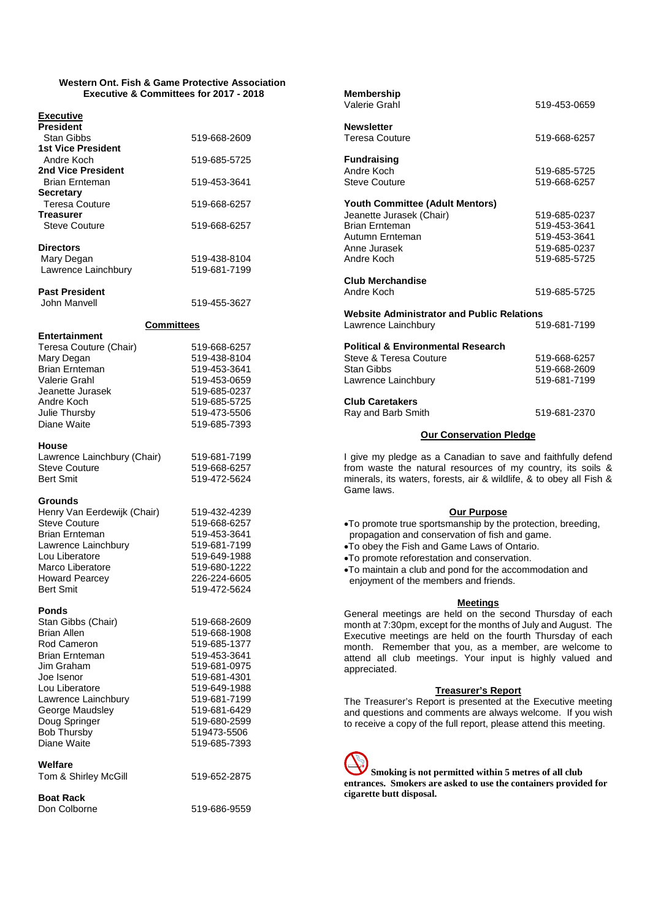# Western Ont. Fish & Game Protective Association
## Executive & Committees for 2017 - 2018

### Executive

**President**
Stan Gibbs 519-668-2609

**1st Vice President**
Andre Koch 519-685-5725

**2nd Vice President**
Brian Ernteman 519-453-3641

**Secretary**
Teresa Couture 519-668-6257

**Treasurer**
Steve Couture 519-668-6257

**Directors**
Mary Degan 519-438-8104
Lawrence Lainchbury 519-681-7199

**Past President**
John Manvell 519-455-3627

### Committees

**Entertainment**
Teresa Couture (Chair) 519-668-6257
Mary Degan 519-438-8104
Brian Ernteman 519-453-3641
Valerie Grahl 519-453-0659
Jeanette Jurasek 519-685-0237
Andre Koch 519-685-5725
Julie Thursby 519-473-5506
Diane Waite 519-685-7393

**House**
Lawrence Lainchbury (Chair) 519-681-7199
Steve Couture 519-668-6257
Bert Smit 519-472-5624

**Grounds**
Henry Van Eerdewijk (Chair) 519-432-4239
Steve Couture 519-668-6257
Brian Ernteman 519-453-3641
Lawrence Lainchbury 519-681-7199
Lou Liberatore 519-649-1988
Marco Liberatore 519-680-1222
Howard Pearcey 226-224-6605
Bert Smit 519-472-5624

**Ponds**
Stan Gibbs (Chair) 519-668-2609
Brian Allen 519-668-1908
Rod Cameron 519-685-1377
Brian Ernteman 519-453-3641
Jim Graham 519-681-0975
Joe Isenor 519-681-4301
Lou Liberatore 519-649-1988
Lawrence Lainchbury 519-681-7199
George Maudsley 519-681-6429
Doug Springer 519-680-2599
Bob Thursby 519473-5506
Diane Waite 519-685-7393

**Welfare**
Tom & Shirley McGill 519-652-2875

**Boat Rack**
Don Colborne 519-686-9559

**Membership**
Valerie Grahl 519-453-0659

**Newsletter**
Teresa Couture 519-668-6257

**Fundraising**
Andre Koch 519-685-5725
Steve Couture 519-668-6257

**Youth Committee (Adult Mentors)**
Jeanette Jurasek (Chair) 519-685-0237
Brian Ernteman 519-453-3641
Autumn Ernteman 519-453-3641
Anne Jurasek 519-685-0237
Andre Koch 519-685-5725

**Club Merchandise**
Andre Koch 519-685-5725

**Website Administrator and Public Relations**
Lawrence Lainchbury 519-681-7199

**Political & Environmental Research**
Steve & Teresa Couture 519-668-6257
Stan Gibbs 519-668-2609
Lawrence Lainchbury 519-681-7199

**Club Caretakers**
Ray and Barb Smith 519-681-2370

### Our Conservation Pledge

I give my pledge as a Canadian to save and faithfully defend from waste the natural resources of my country, its soils & minerals, its waters, forests, air & wildlife, & to obey all Fish & Game laws.

### Our Purpose

- To promote true sportsmanship by the protection, breeding, propagation and conservation of fish and game.
- To obey the Fish and Game Laws of Ontario.
- To promote reforestation and conservation.
- To maintain a club and pond for the accommodation and enjoyment of the members and friends.

### Meetings

General meetings are held on the second Thursday of each month at 7:30pm, except for the months of July and August. The Executive meetings are held on the fourth Thursday of each month. Remember that you, as a member, are welcome to attend all club meetings. Your input is highly valued and appreciated.

### Treasurer's Report

The Treasurer's Report is presented at the Executive meeting and questions and comments are always welcome. If you wish to receive a copy of the full report, please attend this meeting.

**Smoking is not permitted within 5 metres of all club entrances. Smokers are asked to use the containers provided for cigarette butt disposal.**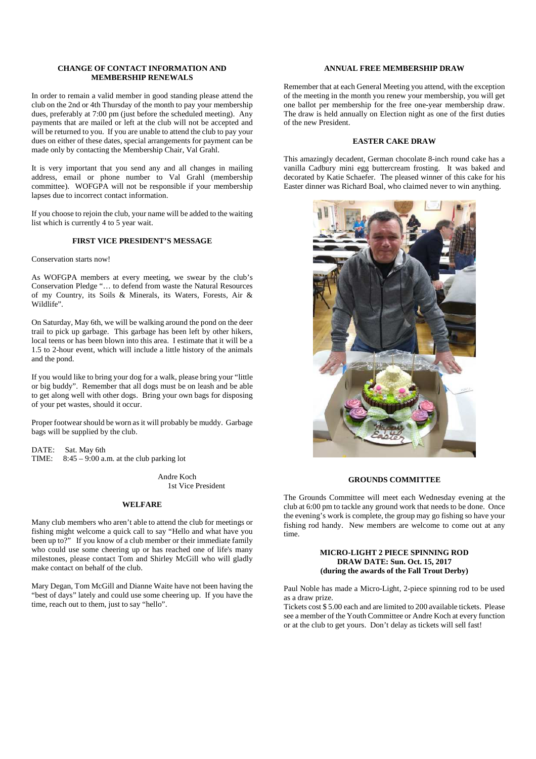## CHANGE OF CONTACT INFORMATION AND MEMBERSHIP RENEWALS

In order to remain a valid member in good standing please attend the club on the 2nd or 4th Thursday of the month to pay your membership dues, preferably at 7:00 pm (just before the scheduled meeting). Any payments that are mailed or left at the club will not be accepted and will be returned to you. If you are unable to attend the club to pay your dues on either of these dates, special arrangements for payment can be made only by contacting the Membership Chair, Val Grahl.

It is very important that you send any and all changes in mailing address, email or phone number to Val Grahl (membership committee). WOFGPA will not be responsible if your membership lapses due to incorrect contact information.

If you choose to rejoin the club, your name will be added to the waiting list which is currently 4 to 5 year wait.

## FIRST VICE PRESIDENT'S MESSAGE

Conservation starts now!

As WOFGPA members at every meeting, we swear by the club's Conservation Pledge "… to defend from waste the Natural Resources of my Country, its Soils & Minerals, its Waters, Forests, Air & Wildlife".

On Saturday, May 6th, we will be walking around the pond on the deer trail to pick up garbage. This garbage has been left by other hikers, local teens or has been blown into this area. I estimate that it will be a 1.5 to 2-hour event, which will include a little history of the animals and the pond.

If you would like to bring your dog for a walk, please bring your "little or big buddy". Remember that all dogs must be on leash and be able to get along well with other dogs. Bring your own bags for disposing of your pet wastes, should it occur.

Proper footwear should be worn as it will probably be muddy. Garbage bags will be supplied by the club.

DATE: Sat. May 6th
TIME: 8:45 – 9:00 a.m. at the club parking lot

Andre Koch
1st Vice President

## WELFARE

Many club members who aren't able to attend the club for meetings or fishing might welcome a quick call to say "Hello and what have you been up to?" If you know of a club member or their immediate family who could use some cheering up or has reached one of life's many milestones, please contact Tom and Shirley McGill who will gladly make contact on behalf of the club.

Mary Degan, Tom McGill and Dianne Waite have not been having the "best of days" lately and could use some cheering up. If you have the time, reach out to them, just to say "hello".

## ANNUAL FREE MEMBERSHIP DRAW

Remember that at each General Meeting you attend, with the exception of the meeting in the month you renew your membership, you will get one ballot per membership for the free one-year membership draw. The draw is held annually on Election night as one of the first duties of the new President.

## EASTER CAKE DRAW

This amazingly decadent, German chocolate 8-inch round cake has a vanilla Cadbury mini egg buttercream frosting. It was baked and decorated by Katie Schaefer. The pleased winner of this cake for his Easter dinner was Richard Boal, who claimed never to win anything.

## GROUNDS COMMITTEE

The Grounds Committee will meet each Wednesday evening at the club at 6:00 pm to tackle any ground work that needs to be done. Once the evening's work is complete, the group may go fishing so have your fishing rod handy. New members are welcome to come out at any time.

## MICRO-LIGHT 2 PIECE SPINNING ROD DRAW DATE: Sun. Oct. 15, 2017 (during the awards of the Fall Trout Derby)

Paul Noble has made a Micro-Light, 2-piece spinning rod to be used as a draw prize.

Tickets cost $ 5.00 each and are limited to 200 available tickets. Please see a member of the Youth Committee or Andre Koch at every function or at the club to get yours. Don't delay as tickets will sell fast!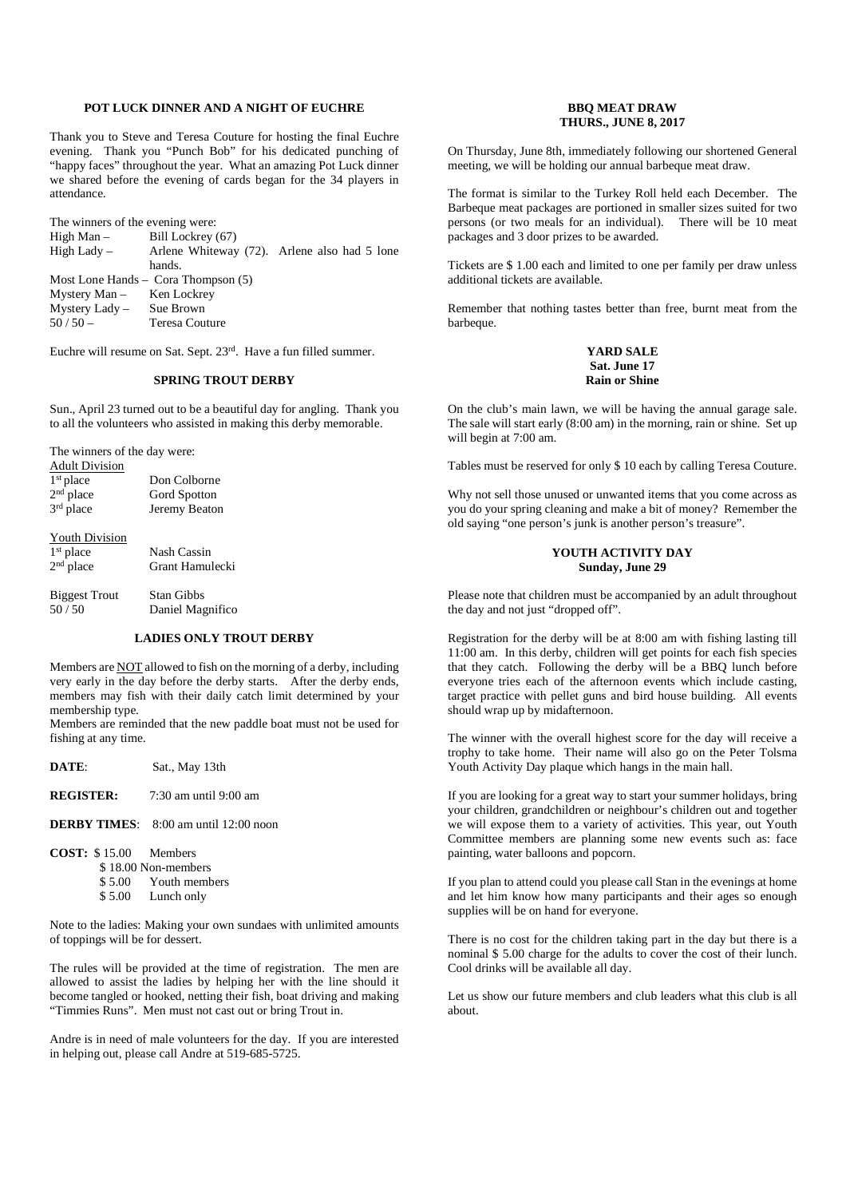## POT LUCK DINNER AND A NIGHT OF EUCHRE

Thank you to Steve and Teresa Couture for hosting the final Euchre evening. Thank you "Punch Bob" for his dedicated punching of "happy faces" throughout the year. What an amazing Pot Luck dinner we shared before the evening of cards began for the 34 players in attendance.

The winners of the evening were:

| | |
|---|---|
| High Man – | Bill Lockrey (67) |
| High Lady – | Arlene Whiteway (72). Arlene also had 5 lone hands. |
| Most Lone Hands – | Cora Thompson (5) |
| Mystery Man – | Ken Lockrey |
| Mystery Lady – | Sue Brown |
| 50 / 50 – | Teresa Couture |

Euchre will resume on Sat. Sept. 23rd. Have a fun filled summer.

## SPRING TROUT DERBY

Sun., April 23 turned out to be a beautiful day for angling. Thank you to all the volunteers who assisted in making this derby memorable.

The winners of the day were:

Adult Division

| | |
|---|---|
| 1st place | Don Colborne |
| 2nd place | Gord Spotton |
| 3rd place | Jeremy Beaton |

Youth Division

| | |
|---|---|
| 1st place | Nash Cassin |
| 2nd place | Grant Hamulecki |

| | |
|---|---|
| Biggest Trout | Stan Gibbs |
| 50 / 50 | Daniel Magnifico |

## LADIES ONLY TROUT DERBY

Members are NOT allowed to fish on the morning of a derby, including very early in the day before the derby starts. After the derby ends, members may fish with their daily catch limit determined by your membership type.

Members are reminded that the new paddle boat must not be used for fishing at any time.

**DATE**: Sat., May 13th

**REGISTER:** 7:30 am until 9:00 am

**DERBY TIMES**: 8:00 am until 12:00 noon

**COST:**
- \$ 15.00 Members
- \$ 18.00 Non-members
- \$ 5.00 Youth members
- \$ 5.00 Lunch only

Note to the ladies: Making your own sundaes with unlimited amounts of toppings will be for dessert.

The rules will be provided at the time of registration. The men are allowed to assist the ladies by helping her with the line should it become tangled or hooked, netting their fish, boat driving and making "Timmies Runs". Men must not cast out or bring Trout in.

Andre is in need of male volunteers for the day. If you are interested in helping out, please call Andre at 519-685-5725.

## BBQ MEAT DRAW
### THURS., JUNE 8, 2017

On Thursday, June 8th, immediately following our shortened General meeting, we will be holding our annual barbeque meat draw.

The format is similar to the Turkey Roll held each December. The Barbeque meat packages are portioned in smaller sizes suited for two persons (or two meals for an individual). There will be 10 meat packages and 3 door prizes to be awarded.

Tickets are \$ 1.00 each and limited to one per family per draw unless additional tickets are available.

Remember that nothing tastes better than free, burnt meat from the barbeque.

## YARD SALE
### Sat. June 17
### Rain or Shine

On the club's main lawn, we will be having the annual garage sale. The sale will start early (8:00 am) in the morning, rain or shine. Set up will begin at 7:00 am.

Tables must be reserved for only \$ 10 each by calling Teresa Couture.

Why not sell those unused or unwanted items that you come across as you do your spring cleaning and make a bit of money? Remember the old saying "one person's junk is another person's treasure".

## YOUTH ACTIVITY DAY
### Sunday, June 29

Please note that children must be accompanied by an adult throughout the day and not just "dropped off".

Registration for the derby will be at 8:00 am with fishing lasting till 11:00 am. In this derby, children will get points for each fish species that they catch. Following the derby will be a BBQ lunch before everyone tries each of the afternoon events which include casting, target practice with pellet guns and bird house building. All events should wrap up by midafternoon.

The winner with the overall highest score for the day will receive a trophy to take home. Their name will also go on the Peter Tolsma Youth Activity Day plaque which hangs in the main hall.

If you are looking for a great way to start your summer holidays, bring your children, grandchildren or neighbour's children out and together we will expose them to a variety of activities. This year, out Youth Committee members are planning some new events such as: face painting, water balloons and popcorn.

If you plan to attend could you please call Stan in the evenings at home and let him know how many participants and their ages so enough supplies will be on hand for everyone.

There is no cost for the children taking part in the day but there is a nominal \$ 5.00 charge for the adults to cover the cost of their lunch. Cool drinks will be available all day.

Let us show our future members and club leaders what this club is all about.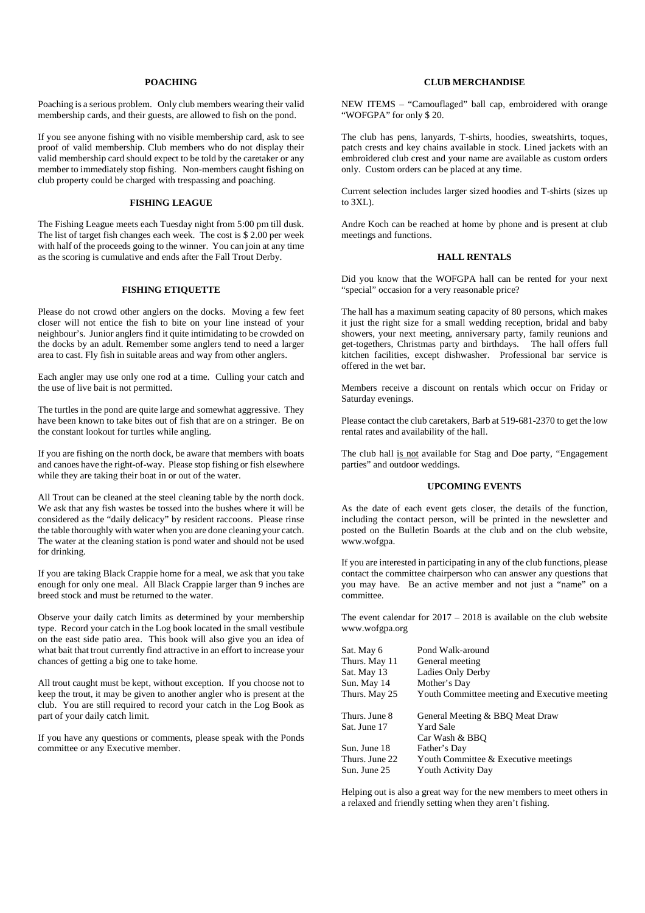## POACHING

Poaching is a serious problem. Only club members wearing their valid membership cards, and their guests, are allowed to fish on the pond.

If you see anyone fishing with no visible membership card, ask to see proof of valid membership. Club members who do not display their valid membership card should expect to be told by the caretaker or any member to immediately stop fishing. Non-members caught fishing on club property could be charged with trespassing and poaching.

## FISHING LEAGUE

The Fishing League meets each Tuesday night from 5:00 pm till dusk. The list of target fish changes each week. The cost is $ 2.00 per week with half of the proceeds going to the winner. You can join at any time as the scoring is cumulative and ends after the Fall Trout Derby.

## FISHING ETIQUETTE

Please do not crowd other anglers on the docks. Moving a few feet closer will not entice the fish to bite on your line instead of your neighbour's. Junior anglers find it quite intimidating to be crowded on the docks by an adult. Remember some anglers tend to need a larger area to cast. Fly fish in suitable areas and way from other anglers.

Each angler may use only one rod at a time. Culling your catch and the use of live bait is not permitted.

The turtles in the pond are quite large and somewhat aggressive. They have been known to take bites out of fish that are on a stringer. Be on the constant lookout for turtles while angling.

If you are fishing on the north dock, be aware that members with boats and canoes have the right-of-way. Please stop fishing or fish elsewhere while they are taking their boat in or out of the water.

All Trout can be cleaned at the steel cleaning table by the north dock. We ask that any fish wastes be tossed into the bushes where it will be considered as the "daily delicacy" by resident raccoons. Please rinse the table thoroughly with water when you are done cleaning your catch. The water at the cleaning station is pond water and should not be used for drinking.

If you are taking Black Crappie home for a meal, we ask that you take enough for only one meal. All Black Crappie larger than 9 inches are breed stock and must be returned to the water.

Observe your daily catch limits as determined by your membership type. Record your catch in the Log book located in the small vestibule on the east side patio area. This book will also give you an idea of what bait that trout currently find attractive in an effort to increase your chances of getting a big one to take home.

All trout caught must be kept, without exception. If you choose not to keep the trout, it may be given to another angler who is present at the club. You are still required to record your catch in the Log Book as part of your daily catch limit.

If you have any questions or comments, please speak with the Ponds committee or any Executive member.

## CLUB MERCHANDISE

NEW ITEMS – "Camouflaged" ball cap, embroidered with orange "WOFGPA" for only $ 20.

The club has pens, lanyards, T-shirts, hoodies, sweatshirts, toques, patch crests and key chains available in stock. Lined jackets with an embroidered club crest and your name are available as custom orders only. Custom orders can be placed at any time.

Current selection includes larger sized hoodies and T-shirts (sizes up to 3XL).

Andre Koch can be reached at home by phone and is present at club meetings and functions.

## HALL RENTALS

Did you know that the WOFGPA hall can be rented for your next "special" occasion for a very reasonable price?

The hall has a maximum seating capacity of 80 persons, which makes it just the right size for a small wedding reception, bridal and baby showers, your next meeting, anniversary party, family reunions and get-togethers, Christmas party and birthdays. The hall offers full kitchen facilities, except dishwasher. Professional bar service is offered in the wet bar.

Members receive a discount on rentals which occur on Friday or Saturday evenings.

Please contact the club caretakers, Barb at 519-681-2370 to get the low rental rates and availability of the hall.

The club hall <u>is not</u> available for Stag and Doe party, "Engagement parties" and outdoor weddings.

## UPCOMING EVENTS

As the date of each event gets closer, the details of the function, including the contact person, will be printed in the newsletter and posted on the Bulletin Boards at the club and on the club website, www.wofgpa.

If you are interested in participating in any of the club functions, please contact the committee chairperson who can answer any questions that you may have. Be an active member and not just a "name" on a committee.

The event calendar for 2017 – 2018 is available on the club website www.wofgpa.org

| Date | Event |
|---|---|
| Sat. May 6 | Pond Walk-around |
| Thurs. May 11 | General meeting |
| Sat. May 13 | Ladies Only Derby |
| Sun. May 14 | Mother's Day |
| Thurs. May 25 | Youth Committee meeting and Executive meeting |
| Thurs. June 8 | General Meeting & BBQ Meat Draw |
| Sat. June 17 | Yard Sale |
| | Car Wash & BBQ |
| Sun. June 18 | Father's Day |
| Thurs. June 22 | Youth Committee & Executive meetings |
| Sun. June 25 | Youth Activity Day |

Helping out is also a great way for the new members to meet others in a relaxed and friendly setting when they aren't fishing.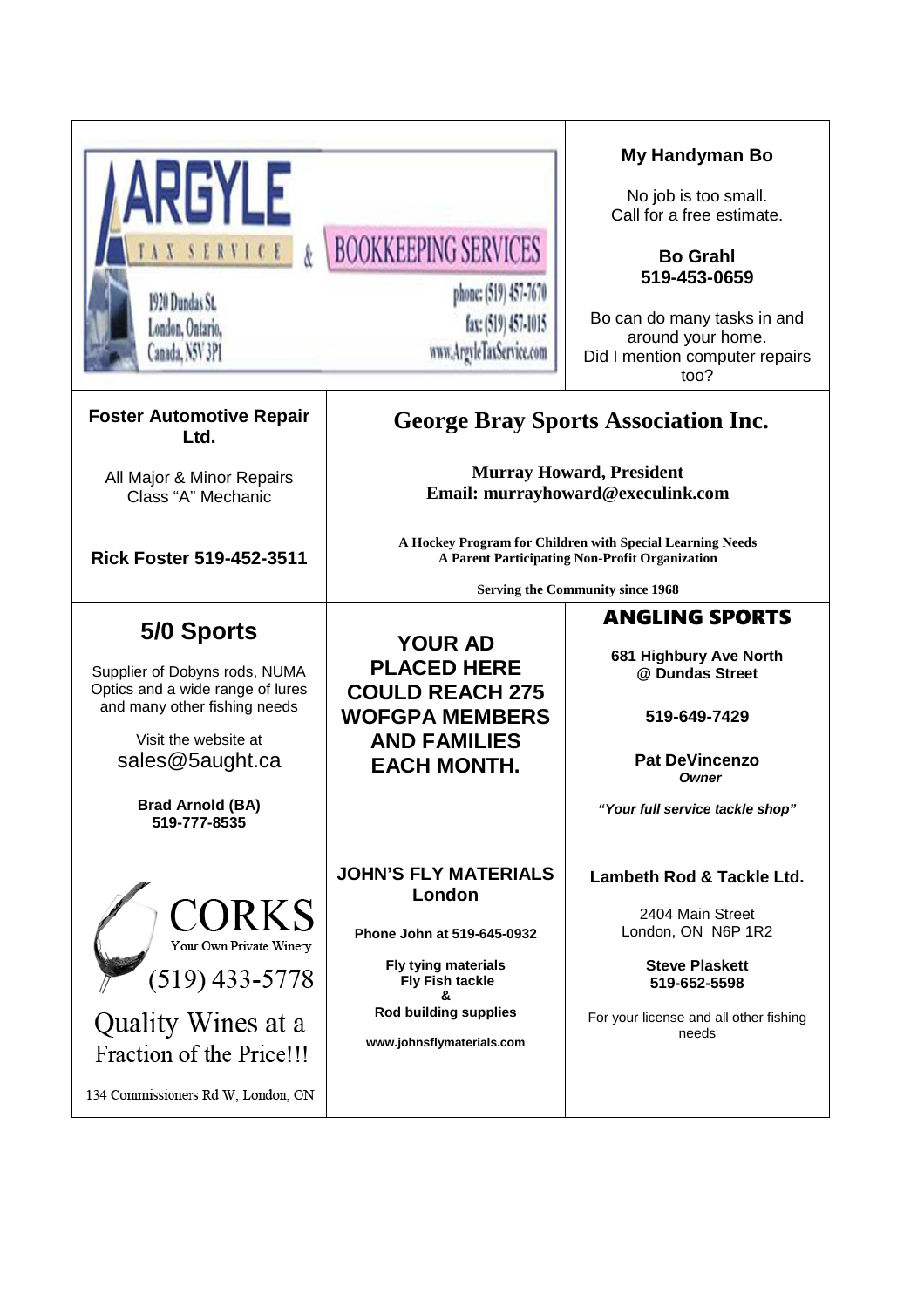ARGYLE

TAX SERVICE & BOOKKEEPING SERVICES

1920 Dundas St.
London, Ontario,
Canada, N5V 3P1

phone: (519) 457-7670
fax: (519) 457-1015
www.ArgyleTaxService.com

**My Handyman Bo**

No job is too small.
Call for a free estimate.

**Bo Grahl**
**519-453-0659**

Bo can do many tasks in and around your home.
Did I mention computer repairs too?

**Foster Automotive Repair Ltd.**

All Major & Minor Repairs
Class "A" Mechanic

**Rick Foster 519-452-3511**

## George Bray Sports Association Inc.

**Murray Howard, President**
**Email: murrayhoward@execulink.com**

**A Hockey Program for Children with Special Learning Needs**
**A Parent Participating Non-Profit Organization**

**Serving the Community since 1968**

## 5/0 Sports

Supplier of Dobyns rods, NUMA Optics and a wide range of lures and many other fishing needs

Visit the website at
sales@5aught.ca

**Brad Arnold (BA)**
**519-777-8535**

**YOUR AD PLACED HERE COULD REACH 275 WOFGPA MEMBERS AND FAMILIES EACH MONTH.**

## ANGLING SPORTS

**681 Highbury Ave North @ Dundas Street**

**519-649-7429**

**Pat DeVincenzo**
***Owner***

***"Your full service tackle shop"***

CORKS
Your Own Private Winery
(519) 433-5778

Quality Wines at a Fraction of the Price!!!

134 Commissioners Rd W, London, ON

**JOHN'S FLY MATERIALS London**

**Phone John at 519-645-0932**

**Fly tying materials**
**Fly Fish tackle**
**&**
**Rod building supplies**

**www.johnsflymaterials.com**

**Lambeth Rod & Tackle Ltd.**

2404 Main Street
London, ON N6P 1R2

**Steve Plaskett**
**519-652-5598**

For your license and all other fishing needs